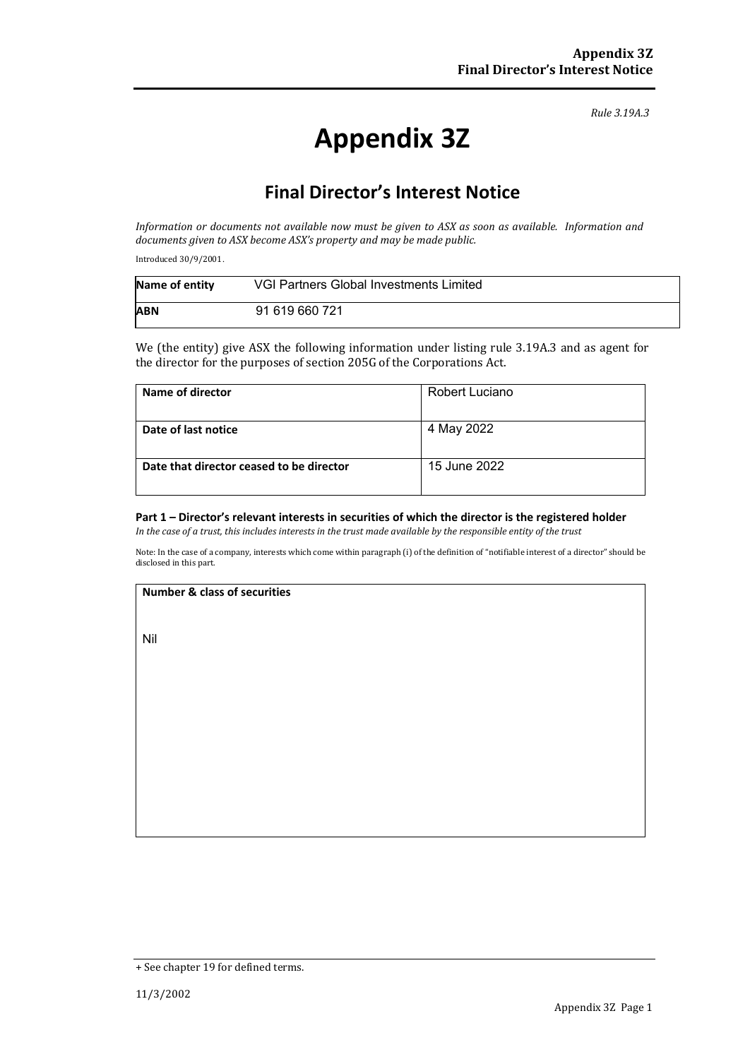*Rule 3.19A.3*

# Appendix 3Z

## Final Director's Interest Notice

*Information or documents not available now must be given to ASX as soon as available. Information and documents given to ASX become ASX's property and may be made public.*

Introduced 30/9/2001.

| | |
|---|---|
| **Name of entity** | VGI Partners Global Investments Limited |
| **ABN** | 91 619 660 721 |

We (the entity) give ASX the following information under listing rule 3.19A.3 and as agent for the director for the purposes of section 205G of the Corporations Act.

| | |
|---|---|
| **Name of director** | Robert Luciano |
| **Date of last notice** | 4 May 2022 |
| **Date that director ceased to be director** | 15 June 2022 |

**Part 1 – Director's relevant interests in securities of which the director is the registered holder**

*In the case of a trust, this includes interests in the trust made available by the responsible entity of the trust*

Note: In the case of a company, interests which come within paragraph (i) of the definition of "notifiable interest of a director" should be disclosed in this part.

| **Number & class of securities** |
|---|
| Nil |

+ See chapter 19 for defined terms.

11/3/2002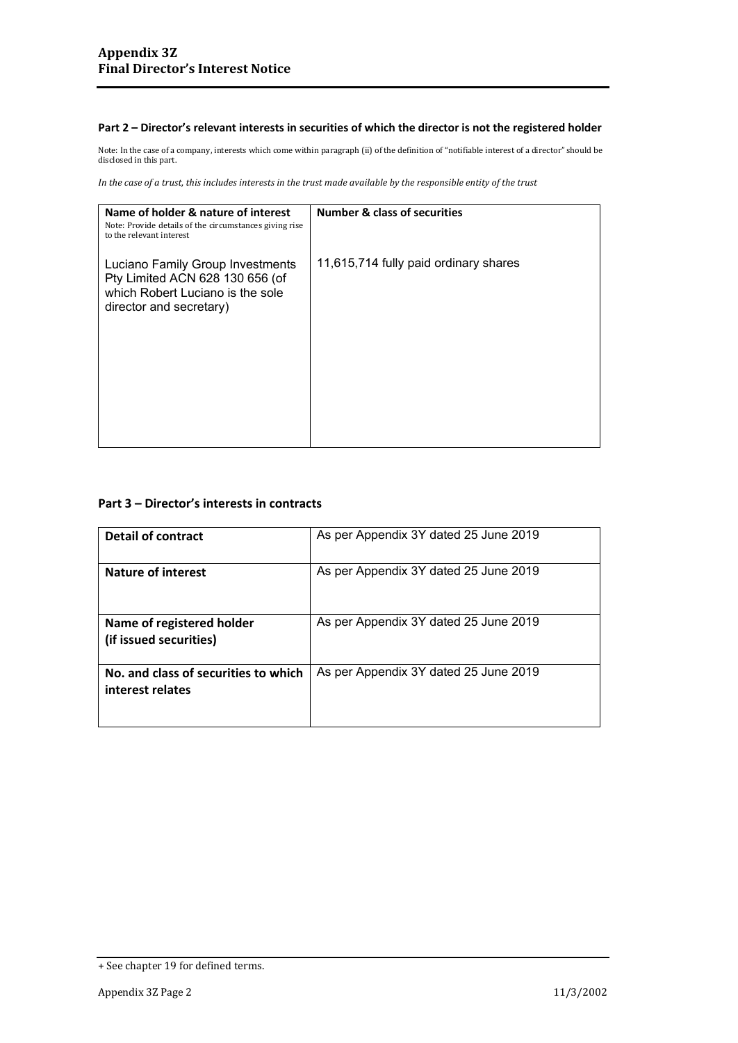## Part 2 – Director's relevant interests in securities of which the director is not the registered holder

Note: In the case of a company, interests which come within paragraph (ii) of the definition of "notifiable interest of a director" should be disclosed in this part.

*In the case of a trust, this includes interests in the trust made available by the responsible entity of the trust*

| **Name of holder & nature of interest**<br>Note: Provide details of the circumstances giving rise to the relevant interest | **Number & class of securities** |
|---|---|
| Luciano Family Group Investments Pty Limited ACN 628 130 656 (of which Robert Luciano is the sole director and secretary) | 11,615,714 fully paid ordinary shares |

## Part 3 – Director's interests in contracts

| | |
|---|---|
| **Detail of contract** | As per Appendix 3Y dated 25 June 2019 |
| **Nature of interest** | As per Appendix 3Y dated 25 June 2019 |
| **Name of registered holder (if issued securities)** | As per Appendix 3Y dated 25 June 2019 |
| **No. and class of securities to which interest relates** | As per Appendix 3Y dated 25 June 2019 |

+ See chapter 19 for defined terms.